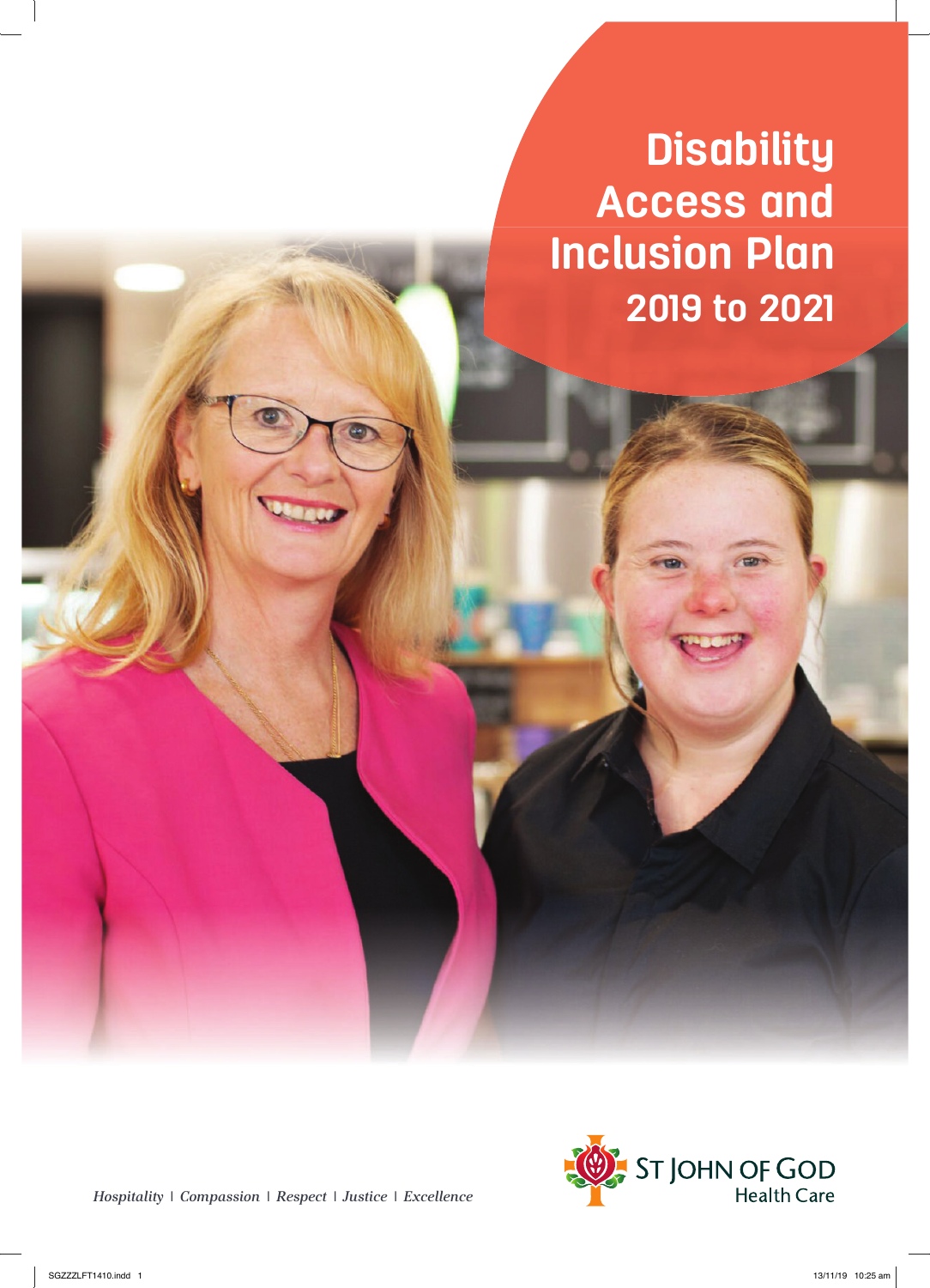# Disability Access and Inclusion Plan 2019 to 2021

*Hospitality | Compassion | Respect | Justice | Excellence*

ST JOHN OF GOD Health Care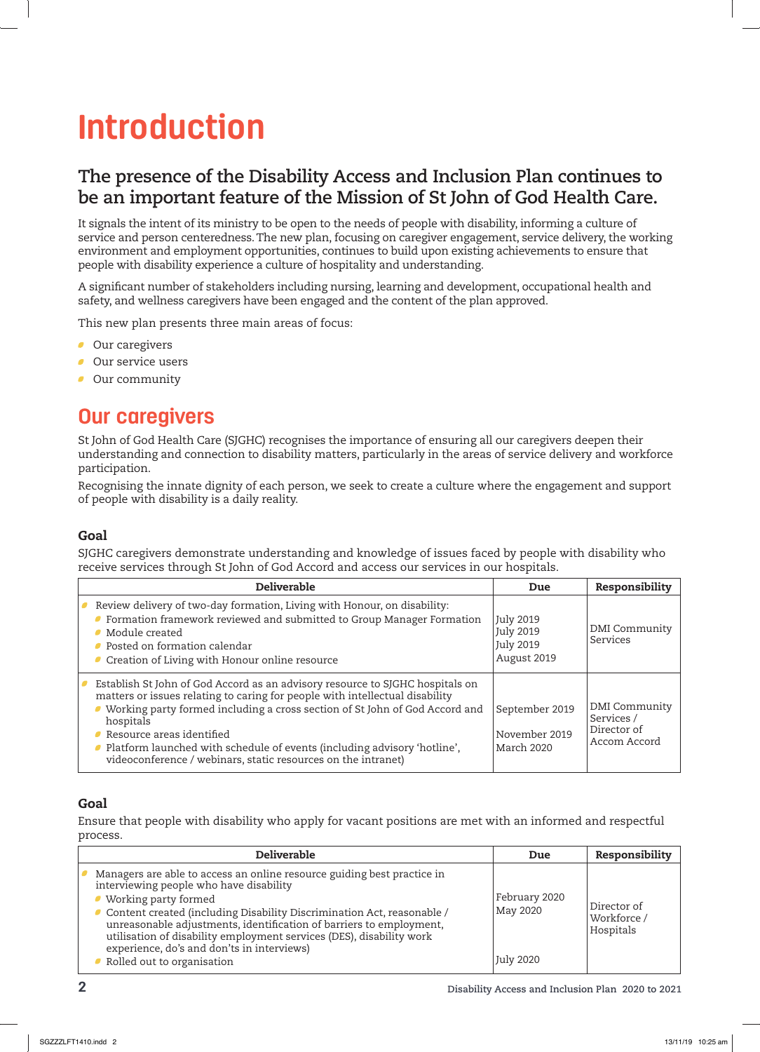# Introduction

## The presence of the Disability Access and Inclusion Plan continues to be an important feature of the Mission of St John of God Health Care.

It signals the intent of its ministry to be open to the needs of people with disability, informing a culture of service and person centeredness. The new plan, focusing on caregiver engagement, service delivery, the working environment and employment opportunities, continues to build upon existing achievements to ensure that people with disability experience a culture of hospitality and understanding.

A significant number of stakeholders including nursing, learning and development, occupational health and safety, and wellness caregivers have been engaged and the content of the plan approved.

This new plan presents three main areas of focus:

- Our caregivers
- Our service users
- Our community

## Our caregivers

St John of God Health Care (SJGHC) recognises the importance of ensuring all our caregivers deepen their understanding and connection to disability matters, particularly in the areas of service delivery and workforce participation.

Recognising the innate dignity of each person, we seek to create a culture where the engagement and support of people with disability is a daily reality.

### Goal

SJGHC caregivers demonstrate understanding and knowledge of issues faced by people with disability who receive services through St John of God Accord and access our services in our hospitals.

| Deliverable | Due | Responsibility |
|---|---|---|
| Review delivery of two-day formation, Living with Honour, on disability:<br>- Formation framework reviewed and submitted to Group Manager Formation<br>- Module created<br>- Posted on formation calendar<br>- Creation of Living with Honour online resource | July 2019<br>July 2019<br>July 2019<br>August 2019 | DMI Community Services |
| Establish St John of God Accord as an advisory resource to SJGHC hospitals on matters or issues relating to caring for people with intellectual disability<br>- Working party formed including a cross section of St John of God Accord and hospitals<br>- Resource areas identified<br>- Platform launched with schedule of events (including advisory 'hotline', videoconference / webinars, static resources on the intranet) | September 2019<br>November 2019<br>March 2020 | DMI Community Services / Director of Accom Accord |

### Goal

Ensure that people with disability who apply for vacant positions are met with an informed and respectful process.

| Deliverable | Due | Responsibility |
|---|---|---|
| Managers are able to access an online resource guiding best practice in interviewing people who have disability<br>- Working party formed<br>- Content created (including Disability Discrimination Act, reasonable / unreasonable adjustments, identification of barriers to employment, utilisation of disability employment services (DES), disability work experience, do's and don'ts in interviews)<br>- Rolled out to organisation | February 2020<br>May 2020<br>July 2020 | Director of Workforce / Hospitals |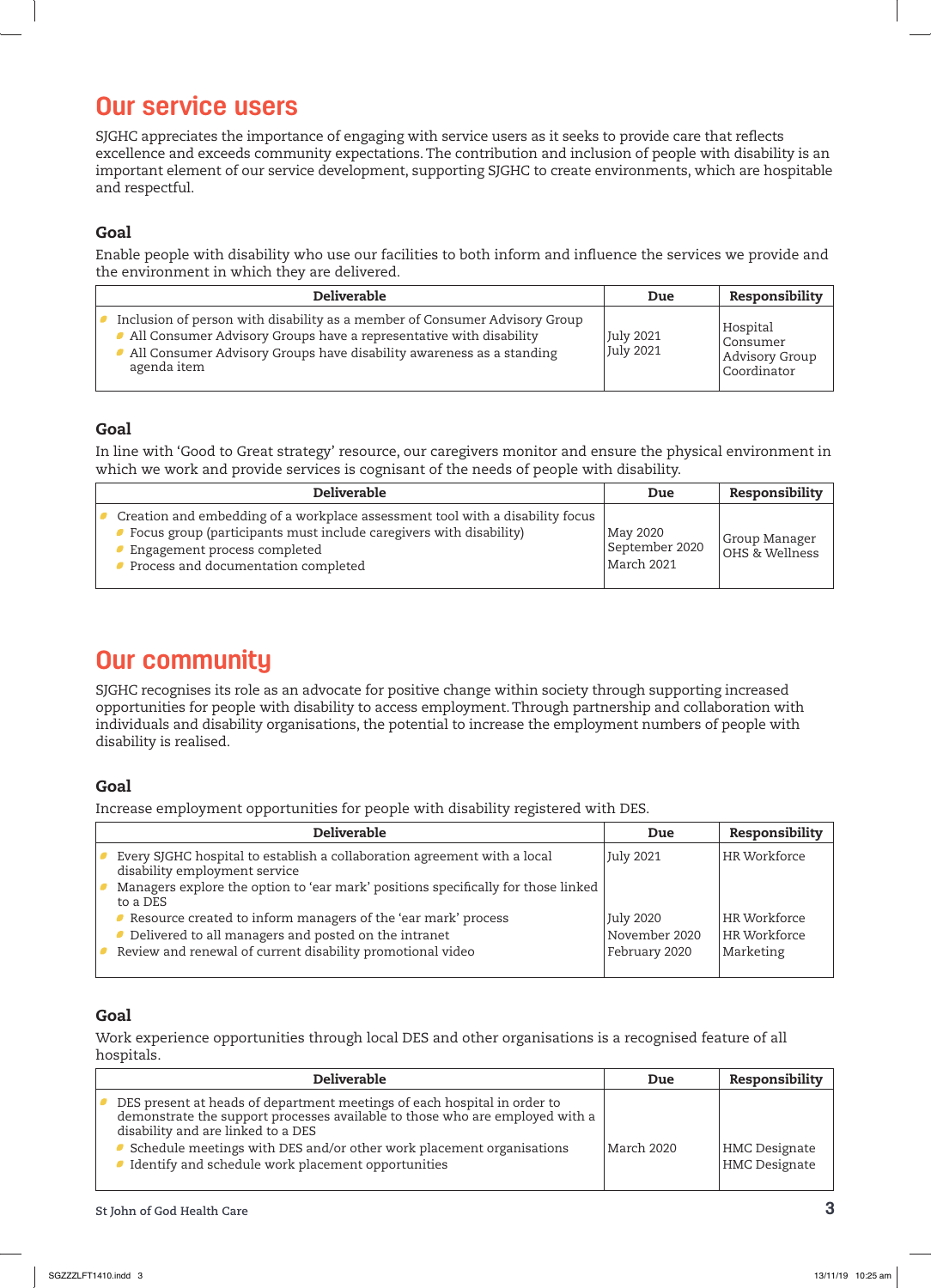## Our service users

SJGHC appreciates the importance of engaging with service users as it seeks to provide care that reflects excellence and exceeds community expectations. The contribution and inclusion of people with disability is an important element of our service development, supporting SJGHC to create environments, which are hospitable and respectful.

### Goal

Enable people with disability who use our facilities to both inform and influence the services we provide and the environment in which they are delivered.

| Deliverable | Due | Responsibility |
|---|---|---|
| • Inclusion of person with disability as a member of Consumer Advisory Group<br>  • All Consumer Advisory Groups have a representative with disability<br>  • All Consumer Advisory Groups have disability awareness as a standing agenda item | <br>July 2021<br>July 2021 | Hospital Consumer Advisory Group Coordinator |

### Goal

In line with 'Good to Great strategy' resource, our caregivers monitor and ensure the physical environment in which we work and provide services is cognisant of the needs of people with disability.

| Deliverable | Due | Responsibility |
|---|---|---|
| • Creation and embedding of a workplace assessment tool with a disability focus<br>  • Focus group (participants must include caregivers with disability)<br>  • Engagement process completed<br>  • Process and documentation completed | <br>May 2020<br>September 2020<br>March 2021 | Group Manager OHS & Wellness |

## Our community

SJGHC recognises its role as an advocate for positive change within society through supporting increased opportunities for people with disability to access employment. Through partnership and collaboration with individuals and disability organisations, the potential to increase the employment numbers of people with disability is realised.

### Goal

Increase employment opportunities for people with disability registered with DES.

| Deliverable | Due | Responsibility |
|---|---|---|
| • Every SJGHC hospital to establish a collaboration agreement with a local disability employment service | July 2021 | HR Workforce |
| • Managers explore the option to 'ear mark' positions specifically for those linked to a DES | | |
|   • Resource created to inform managers of the 'ear mark' process | July 2020 | HR Workforce |
|   • Delivered to all managers and posted on the intranet | November 2020 | HR Workforce |
| • Review and renewal of current disability promotional video | February 2020 | Marketing |

### Goal

Work experience opportunities through local DES and other organisations is a recognised feature of all hospitals.

| Deliverable | Due | Responsibility |
|---|---|---|
| • DES present at heads of department meetings of each hospital in order to demonstrate the support processes available to those who are employed with a disability and are linked to a DES<br>  • Schedule meetings with DES and/or other work placement organisations<br>  • Identify and schedule work placement opportunities | <br><br><br>March 2020 | <br><br><br>HMC Designate<br>HMC Designate |

St John of God Health Care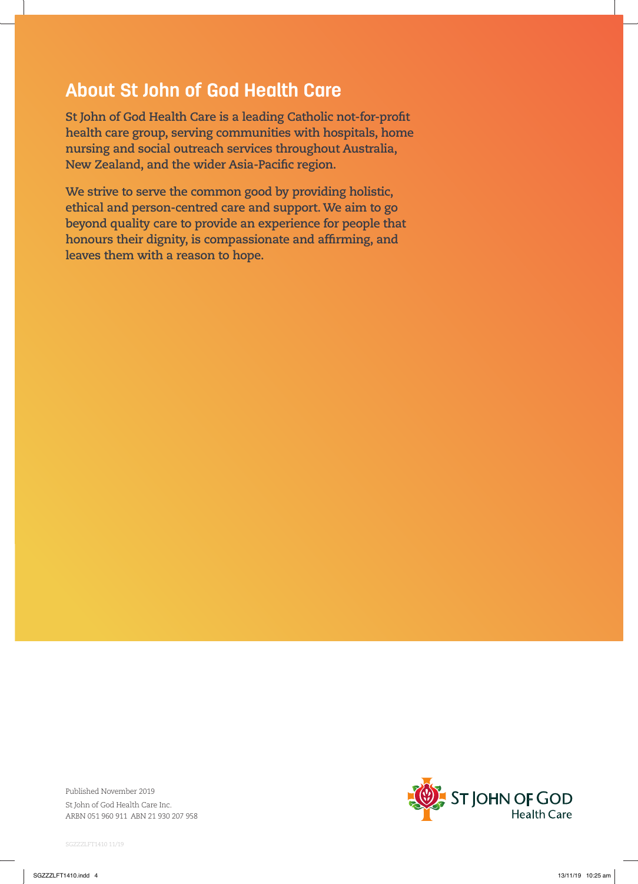## About St John of God Health Care

**St John of God Health Care is a leading Catholic not-for-profit health care group, serving communities with hospitals, home nursing and social outreach services throughout Australia, New Zealand, and the wider Asia-Pacific region.**

**We strive to serve the common good by providing holistic, ethical and person-centred care and support. We aim to go beyond quality care to provide an experience for people that honours their dignity, is compassionate and affirming, and leaves them with a reason to hope.**

Published November 2019

St John of God Health Care Inc.
ARBN 051 960 911 ABN 21 930 207 958

ST JOHN OF GOD
Health Care

SGZZZLFT1410 11/19